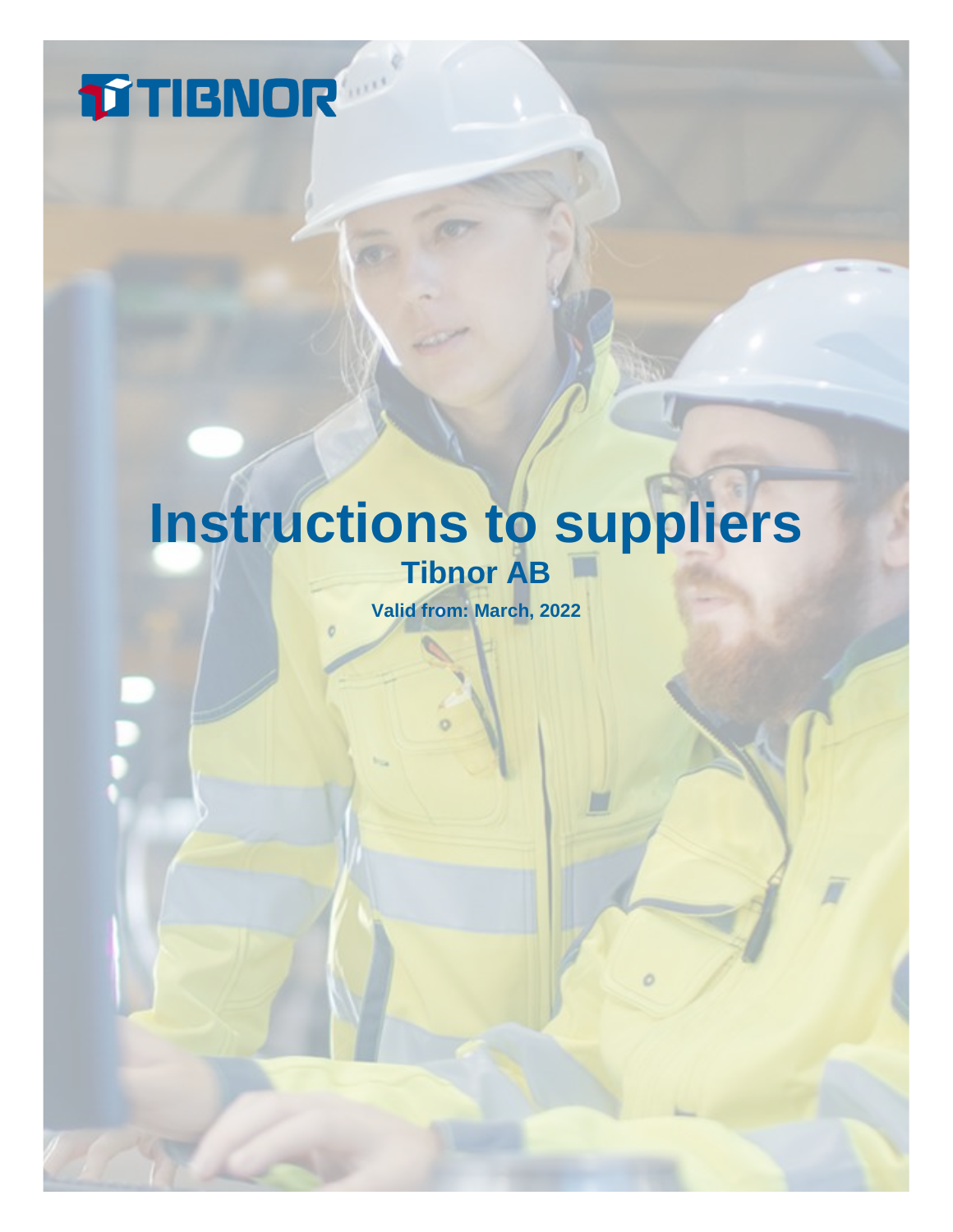TIBNOR

# Instructions to suppliers

## Tibnor AB

**Valid from: March, 2022**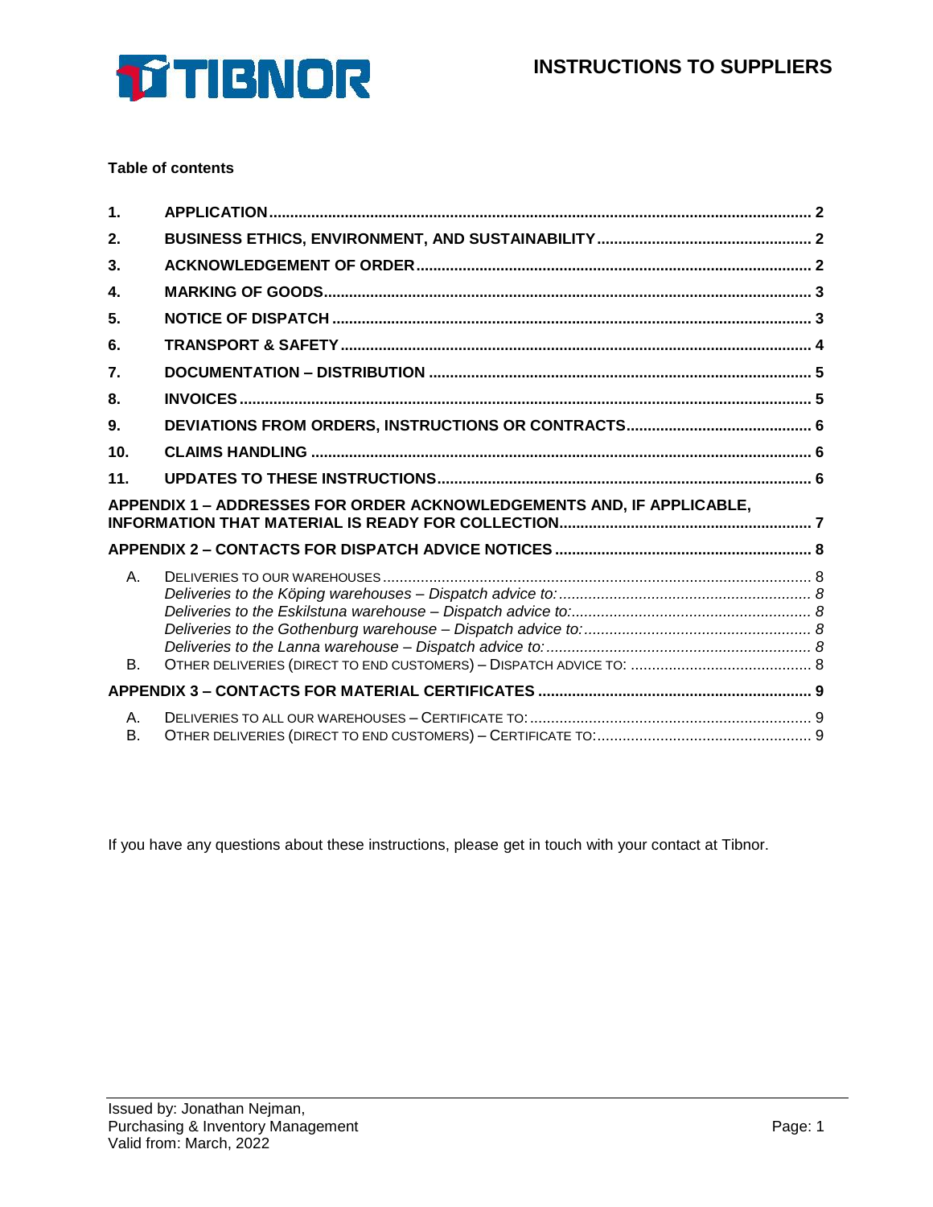# INSTRUCTIONS TO SUPPLIERS

**Table of contents**

| | | |
|---|---|---|
| **1.** | **APPLICATION** | **2** |
| **2.** | **BUSINESS ETHICS, ENVIRONMENT, AND SUSTAINABILITY** | **2** |
| **3.** | **ACKNOWLEDGEMENT OF ORDER** | **2** |
| **4.** | **MARKING OF GOODS** | **3** |
| **5.** | **NOTICE OF DISPATCH** | **3** |
| **6.** | **TRANSPORT & SAFETY** | **4** |
| **7.** | **DOCUMENTATION – DISTRIBUTION** | **5** |
| **8.** | **INVOICES** | **5** |
| **9.** | **DEVIATIONS FROM ORDERS, INSTRUCTIONS OR CONTRACTS** | **6** |
| **10.** | **CLAIMS HANDLING** | **6** |
| **11.** | **UPDATES TO THESE INSTRUCTIONS** | **6** |
| **APPENDIX 1 – ADDRESSES FOR ORDER ACKNOWLEDGEMENTS AND, IF APPLICABLE, INFORMATION THAT MATERIAL IS READY FOR COLLECTION** | | **7** |
| **APPENDIX 2 – CONTACTS FOR DISPATCH ADVICE NOTICES** | | **8** |
| A. | DELIVERIES TO OUR WAREHOUSES | 8 |
| | *Deliveries to the Köping warehouses – Dispatch advice to:* | *8* |
| | *Deliveries to the Eskilstuna warehouse – Dispatch advice to:* | *8* |
| | *Deliveries to the Gothenburg warehouse – Dispatch advice to:* | *8* |
| | *Deliveries to the Lanna warehouse – Dispatch advice to:* | *8* |
| B. | OTHER DELIVERIES (DIRECT TO END CUSTOMERS) – DISPATCH ADVICE TO: | 8 |
| **APPENDIX 3 – CONTACTS FOR MATERIAL CERTIFICATES** | | **9** |
| A. | DELIVERIES TO ALL OUR WAREHOUSES – CERTIFICATE TO: | 9 |
| B. | OTHER DELIVERIES (DIRECT TO END CUSTOMERS) – CERTIFICATE TO: | 9 |

If you have any questions about these instructions, please get in touch with your contact at Tibnor.

Issued by: Jonathan Nejman,
Purchasing & Inventory Management
Valid from: March, 2022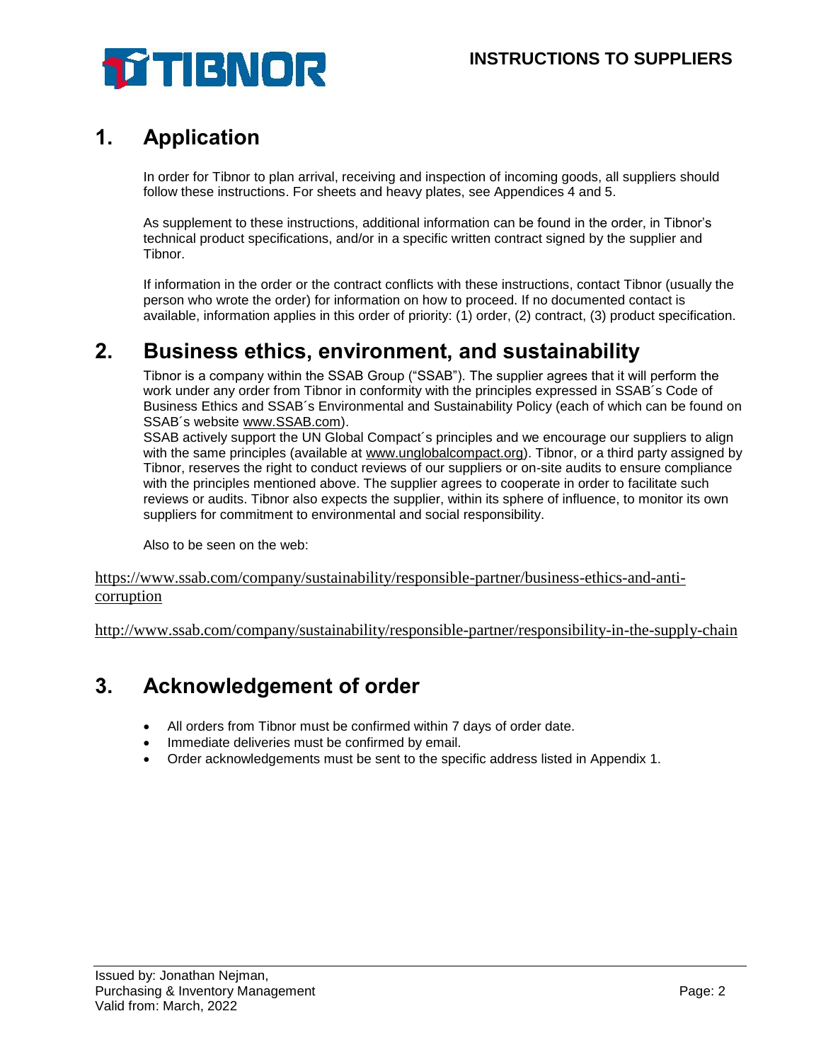## 1. Application

In order for Tibnor to plan arrival, receiving and inspection of incoming goods, all suppliers should follow these instructions. For sheets and heavy plates, see Appendices 4 and 5.

As supplement to these instructions, additional information can be found in the order, in Tibnor's technical product specifications, and/or in a specific written contract signed by the supplier and Tibnor.

If information in the order or the contract conflicts with these instructions, contact Tibnor (usually the person who wrote the order) for information on how to proceed. If no documented contact is available, information applies in this order of priority: (1) order, (2) contract, (3) product specification.

## 2. Business ethics, environment, and sustainability

Tibnor is a company within the SSAB Group ("SSAB"). The supplier agrees that it will perform the work under any order from Tibnor in conformity with the principles expressed in SSAB´s Code of Business Ethics and SSAB´s Environmental and Sustainability Policy (each of which can be found on SSAB´s website www.SSAB.com).
SSAB actively support the UN Global Compact´s principles and we encourage our suppliers to align with the same principles (available at www.unglobalcompact.org). Tibnor, or a third party assigned by Tibnor, reserves the right to conduct reviews of our suppliers or on-site audits to ensure compliance with the principles mentioned above. The supplier agrees to cooperate in order to facilitate such reviews or audits. Tibnor also expects the supplier, within its sphere of influence, to monitor its own suppliers for commitment to environmental and social responsibility.

Also to be seen on the web:

https://www.ssab.com/company/sustainability/responsible-partner/business-ethics-and-anti-corruption

http://www.ssab.com/company/sustainability/responsible-partner/responsibility-in-the-supply-chain

## 3. Acknowledgement of order

- All orders from Tibnor must be confirmed within 7 days of order date.
- Immediate deliveries must be confirmed by email.
- Order acknowledgements must be sent to the specific address listed in Appendix 1.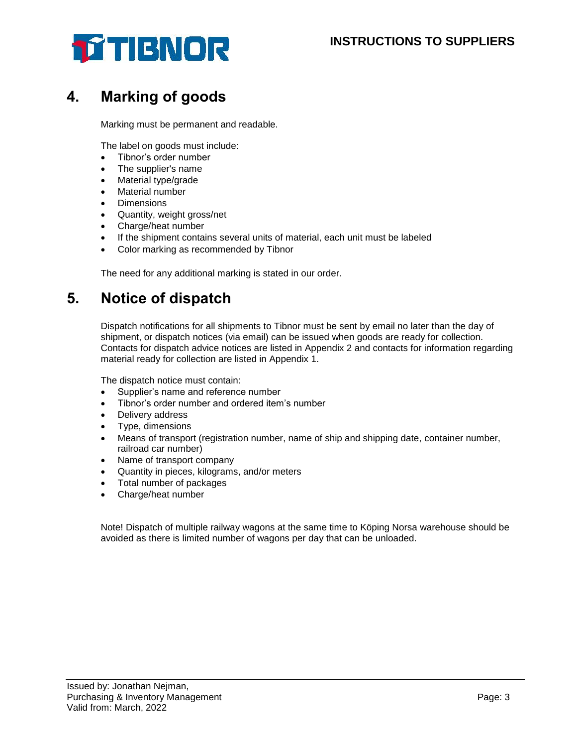## 4. Marking of goods

Marking must be permanent and readable.

The label on goods must include:

- Tibnor's order number
- The supplier's name
- Material type/grade
- Material number
- Dimensions
- Quantity, weight gross/net
- Charge/heat number
- If the shipment contains several units of material, each unit must be labeled
- Color marking as recommended by Tibnor

The need for any additional marking is stated in our order.

## 5. Notice of dispatch

Dispatch notifications for all shipments to Tibnor must be sent by email no later than the day of shipment, or dispatch notices (via email) can be issued when goods are ready for collection. Contacts for dispatch advice notices are listed in Appendix 2 and contacts for information regarding material ready for collection are listed in Appendix 1.

The dispatch notice must contain:

- Supplier's name and reference number
- Tibnor's order number and ordered item's number
- Delivery address
- Type, dimensions
- Means of transport (registration number, name of ship and shipping date, container number, railroad car number)
- Name of transport company
- Quantity in pieces, kilograms, and/or meters
- Total number of packages
- Charge/heat number

Note! Dispatch of multiple railway wagons at the same time to Köping Norsa warehouse should be avoided as there is limited number of wagons per day that can be unloaded.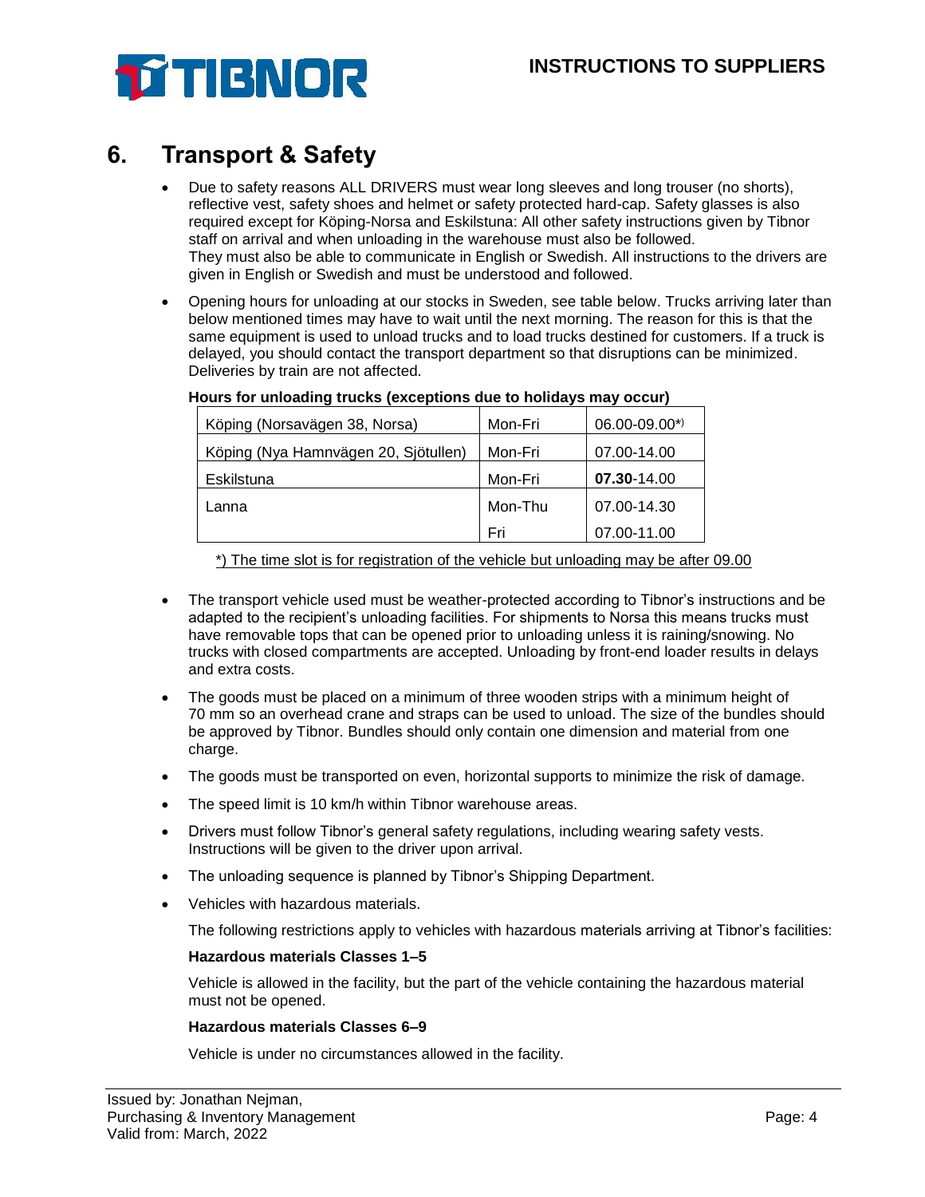## 6. Transport & Safety

- Due to safety reasons ALL DRIVERS must wear long sleeves and long trouser (no shorts), reflective vest, safety shoes and helmet or safety protected hard-cap. Safety glasses is also required except for Köping-Norsa and Eskilstuna: All other safety instructions given by Tibnor staff on arrival and when unloading in the warehouse must also be followed.
  They must also be able to communicate in English or Swedish. All instructions to the drivers are given in English or Swedish and must be understood and followed.

- Opening hours for unloading at our stocks in Sweden, see table below. Trucks arriving later than below mentioned times may have to wait until the next morning. The reason for this is that the same equipment is used to unload trucks and to load trucks destined for customers. If a truck is delayed, you should contact the transport department so that disruptions can be minimized. Deliveries by train are not affected.

  **Hours for unloading trucks (exceptions due to holidays may occur)**

| Köping (Norsavägen 38, Norsa) | Mon-Fri | 06.00-09.00*) |
|---|---|---|
| Köping (Nya Hamnvägen 20, Sjötullen) | Mon-Fri | 07.00-14.00 |
| Eskilstuna | Mon-Fri | **07.30**-14.00 |
| Lanna | Mon-Thu | 07.00-14.30 |
| | Fri | 07.00-11.00 |

  *) The time slot is for registration of the vehicle but unloading may be after 09.00

- The transport vehicle used must be weather-protected according to Tibnor's instructions and be adapted to the recipient's unloading facilities. For shipments to Norsa this means trucks must have removable tops that can be opened prior to unloading unless it is raining/snowing. No trucks with closed compartments are accepted. Unloading by front-end loader results in delays and extra costs.

- The goods must be placed on a minimum of three wooden strips with a minimum height of 70 mm so an overhead crane and straps can be used to unload. The size of the bundles should be approved by Tibnor. Bundles should only contain one dimension and material from one charge.

- The goods must be transported on even, horizontal supports to minimize the risk of damage.

- The speed limit is 10 km/h within Tibnor warehouse areas.

- Drivers must follow Tibnor's general safety regulations, including wearing safety vests. Instructions will be given to the driver upon arrival.

- The unloading sequence is planned by Tibnor's Shipping Department.

- Vehicles with hazardous materials.

  The following restrictions apply to vehicles with hazardous materials arriving at Tibnor's facilities:

  **Hazardous materials Classes 1–5**

  Vehicle is allowed in the facility, but the part of the vehicle containing the hazardous material must not be opened.

  **Hazardous materials Classes 6–9**

  Vehicle is under no circumstances allowed in the facility.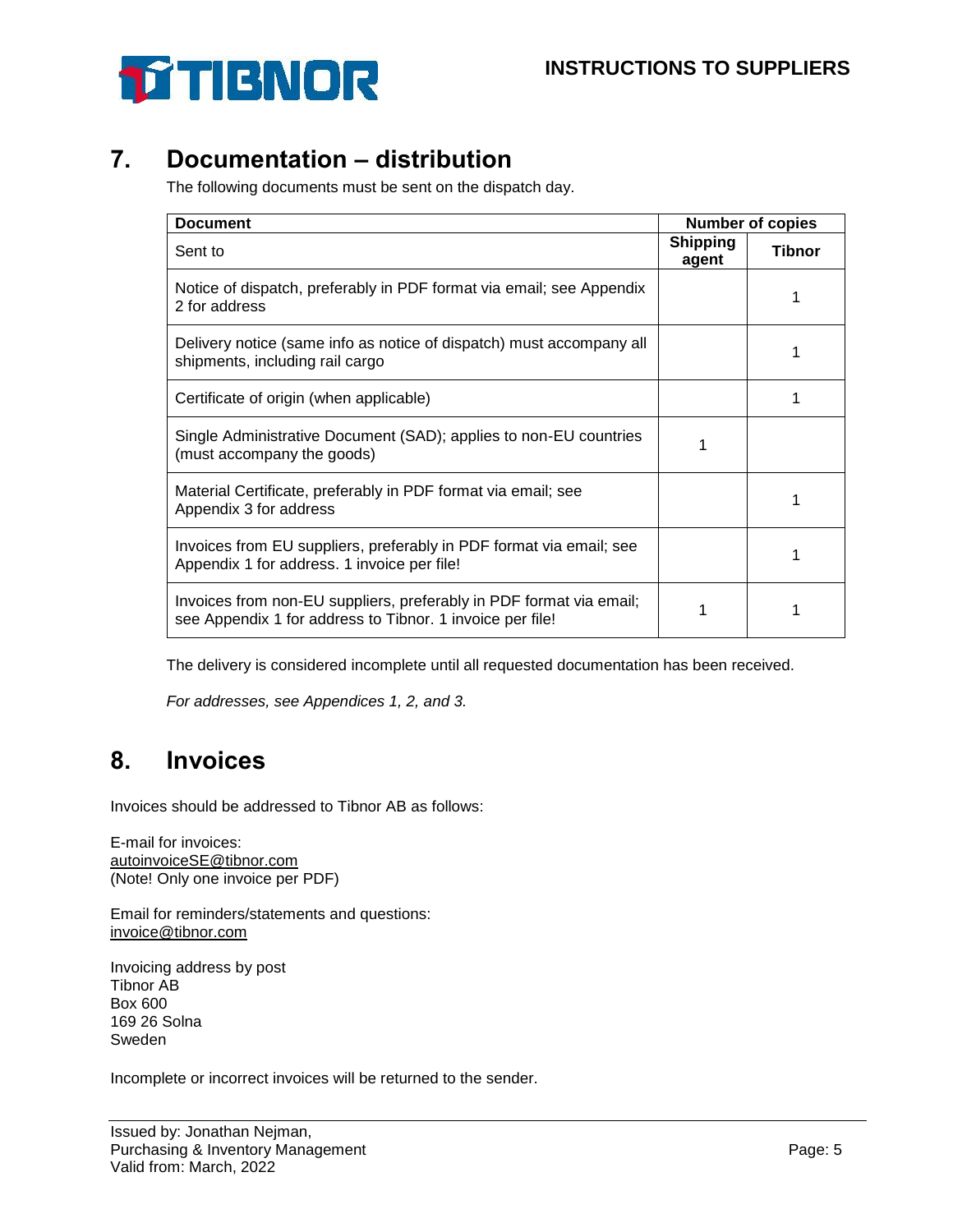## 7. Documentation – distribution

The following documents must be sent on the dispatch day.

| Document | Number of copies | |
|---|---|---|
| Sent to | Shipping agent | Tibnor |
| Notice of dispatch, preferably in PDF format via email; see Appendix 2 for address | | 1 |
| Delivery notice (same info as notice of dispatch) must accompany all shipments, including rail cargo | | 1 |
| Certificate of origin (when applicable) | | 1 |
| Single Administrative Document (SAD); applies to non-EU countries (must accompany the goods) | 1 | |
| Material Certificate, preferably in PDF format via email; see Appendix 3 for address | | 1 |
| Invoices from EU suppliers, preferably in PDF format via email; see Appendix 1 for address. 1 invoice per file! | | 1 |
| Invoices from non-EU suppliers, preferably in PDF format via email; see Appendix 1 for address to Tibnor. 1 invoice per file! | 1 | 1 |

The delivery is considered incomplete until all requested documentation has been received.

*For addresses, see Appendices 1, 2, and 3.*

## 8. Invoices

Invoices should be addressed to Tibnor AB as follows:

E-mail for invoices:
autoinvoiceSE@tibnor.com
(Note! Only one invoice per PDF)

Email for reminders/statements and questions:
invoice@tibnor.com

Invoicing address by post
Tibnor AB
Box 600
169 26 Solna
Sweden

Incomplete or incorrect invoices will be returned to the sender.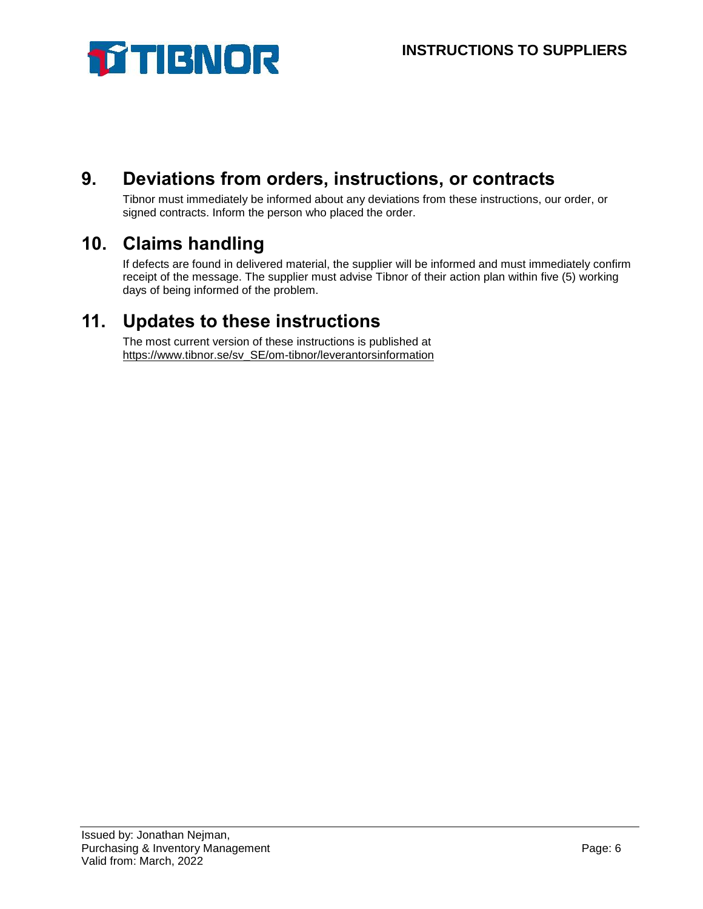## 9. Deviations from orders, instructions, or contracts

Tibnor must immediately be informed about any deviations from these instructions, our order, or signed contracts. Inform the person who placed the order.

## 10. Claims handling

If defects are found in delivered material, the supplier will be informed and must immediately confirm receipt of the message. The supplier must advise Tibnor of their action plan within five (5) working days of being informed of the problem.

## 11. Updates to these instructions

The most current version of these instructions is published at https://www.tibnor.se/sv_SE/om-tibnor/leverantorsinformation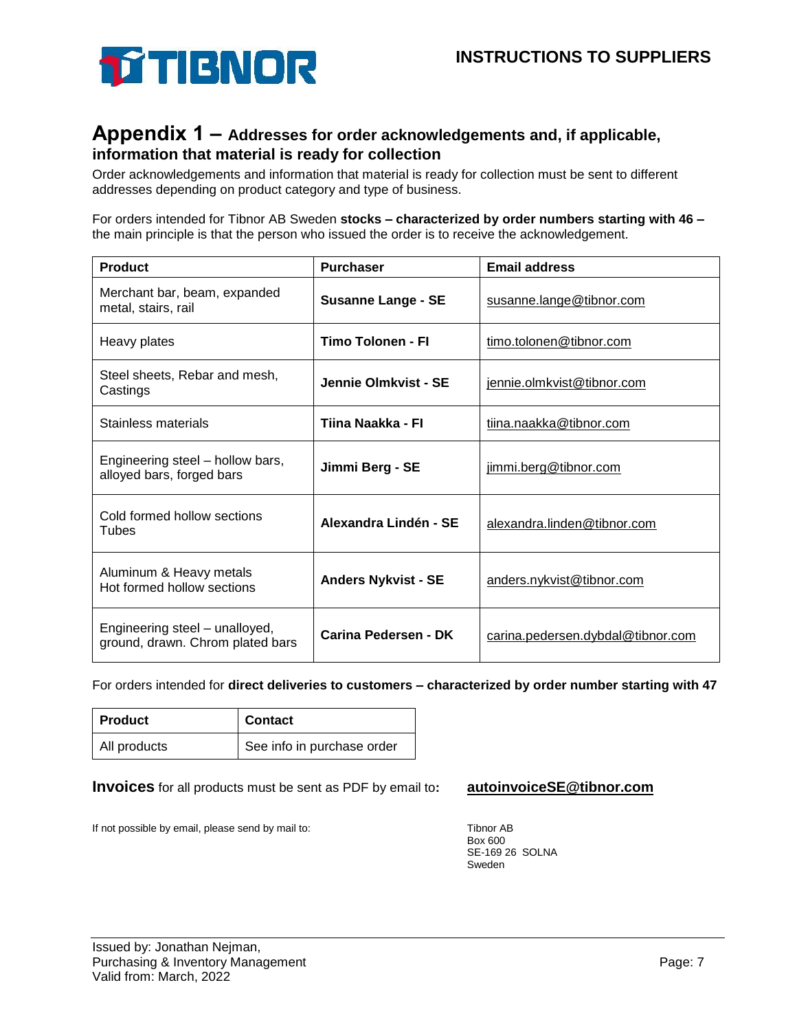# Appendix 1 – Addresses for order acknowledgements and, if applicable, information that material is ready for collection

Order acknowledgements and information that material is ready for collection must be sent to different addresses depending on product category and type of business.

For orders intended for Tibnor AB Sweden **stocks – characterized by order numbers starting with 46 –** the main principle is that the person who issued the order is to receive the acknowledgement.

| Product | Purchaser | Email address |
|---|---|---|
| Merchant bar, beam, expanded metal, stairs, rail | **Susanne Lange - SE** | susanne.lange@tibnor.com |
| Heavy plates | **Timo Tolonen - FI** | timo.tolonen@tibnor.com |
| Steel sheets, Rebar and mesh, Castings | **Jennie Olmkvist - SE** | jennie.olmkvist@tibnor.com |
| Stainless materials | **Tiina Naakka - FI** | tiina.naakka@tibnor.com |
| Engineering steel – hollow bars, alloyed bars, forged bars | **Jimmi Berg - SE** | jimmi.berg@tibnor.com |
| Cold formed hollow sections Tubes | **Alexandra Lindén - SE** | alexandra.linden@tibnor.com |
| Aluminum & Heavy metals Hot formed hollow sections | **Anders Nykvist - SE** | anders.nykvist@tibnor.com |
| Engineering steel – unalloyed, ground, drawn. Chrom plated bars | **Carina Pedersen - DK** | carina.pedersen.dybdal@tibnor.com |

For orders intended for **direct deliveries to customers – characterized by order number starting with 47**

| Product | Contact |
|---|---|
| All products | See info in purchase order |

**Invoices** for all products must be sent as PDF by email to**:** **autoinvoiceSE@tibnor.com**

If not possible by email, please send by mail to:

Tibnor AB
Box 600
SE-169 26 SOLNA
Sweden

Issued by: Jonathan Nejman,
Purchasing & Inventory Management
Valid from: March, 2022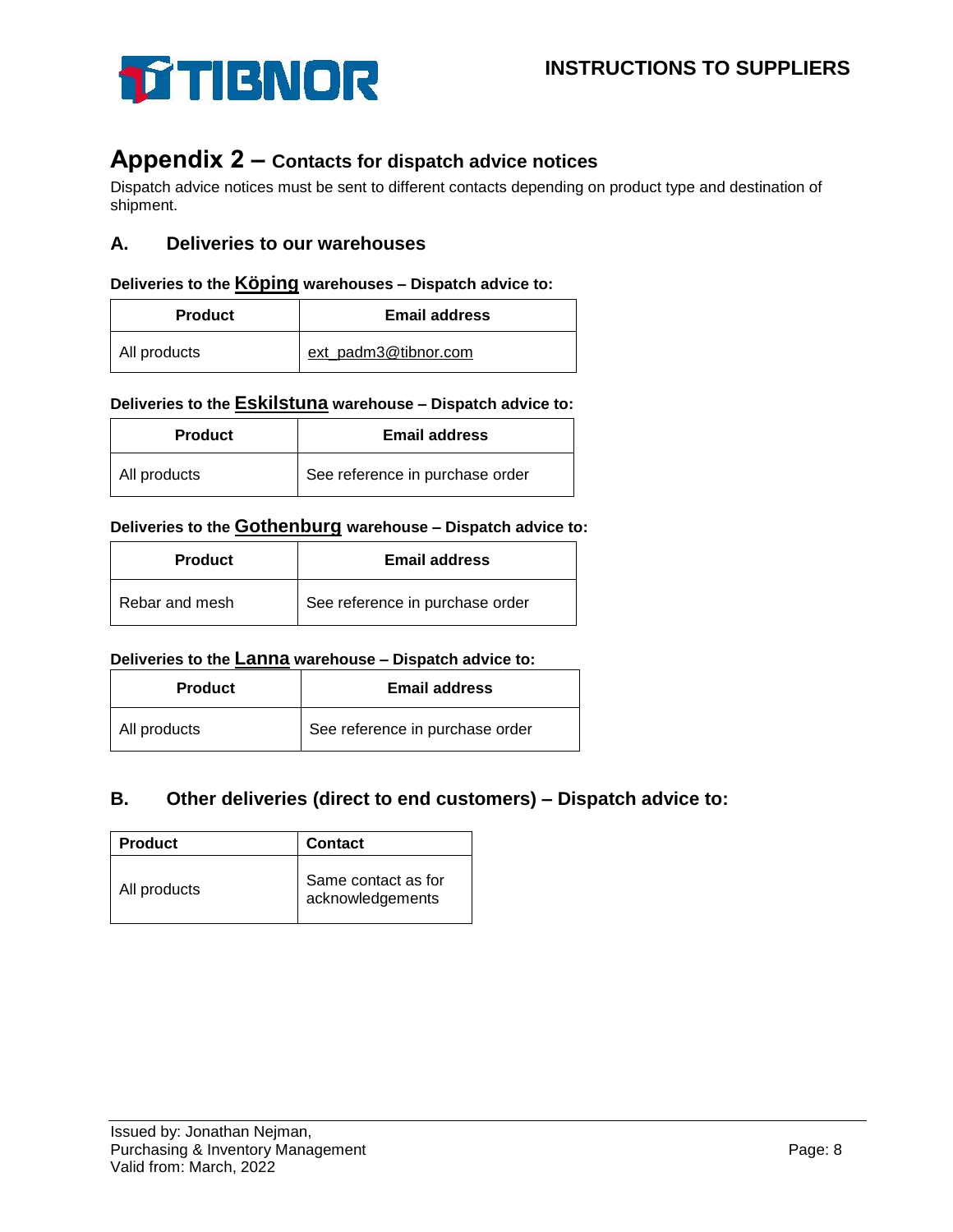# Appendix 2 – Contacts for dispatch advice notices

Dispatch advice notices must be sent to different contacts depending on product type and destination of shipment.

## A. Deliveries to our warehouses

**Deliveries to the Köping warehouses – Dispatch advice to:**

| Product | Email address |
| --- | --- |
| All products | ext_padm3@tibnor.com |

**Deliveries to the Eskilstuna warehouse – Dispatch advice to:**

| Product | Email address |
| --- | --- |
| All products | See reference in purchase order |

**Deliveries to the Gothenburg warehouse – Dispatch advice to:**

| Product | Email address |
| --- | --- |
| Rebar and mesh | See reference in purchase order |

**Deliveries to the Lanna warehouse – Dispatch advice to:**

| Product | Email address |
| --- | --- |
| All products | See reference in purchase order |

## B. Other deliveries (direct to end customers) – Dispatch advice to:

| Product | Contact |
| --- | --- |
| All products | Same contact as for acknowledgements |

Issued by: Jonathan Nejman,
Purchasing & Inventory Management
Valid from: March, 2022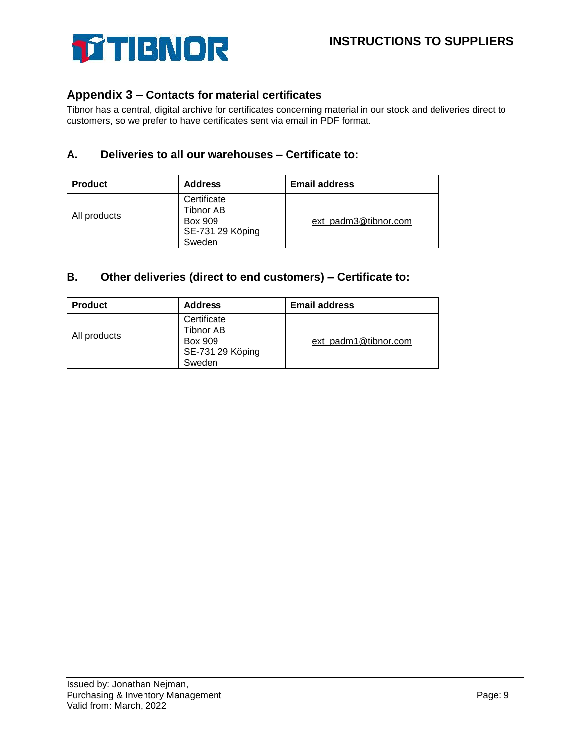## Appendix 3 – Contacts for material certificates

Tibnor has a central, digital archive for certificates concerning material in our stock and deliveries direct to customers, so we prefer to have certificates sent via email in PDF format.

### A. Deliveries to all our warehouses – Certificate to:

| Product | Address | Email address |
|---|---|---|
| All products | Certificate<br>Tibnor AB<br>Box 909<br>SE-731 29 Köping<br>Sweden | ext_padm3@tibnor.com |

### B. Other deliveries (direct to end customers) – Certificate to:

| Product | Address | Email address |
|---|---|---|
| All products | Certificate<br>Tibnor AB<br>Box 909<br>SE-731 29 Köping<br>Sweden | ext_padm1@tibnor.com |